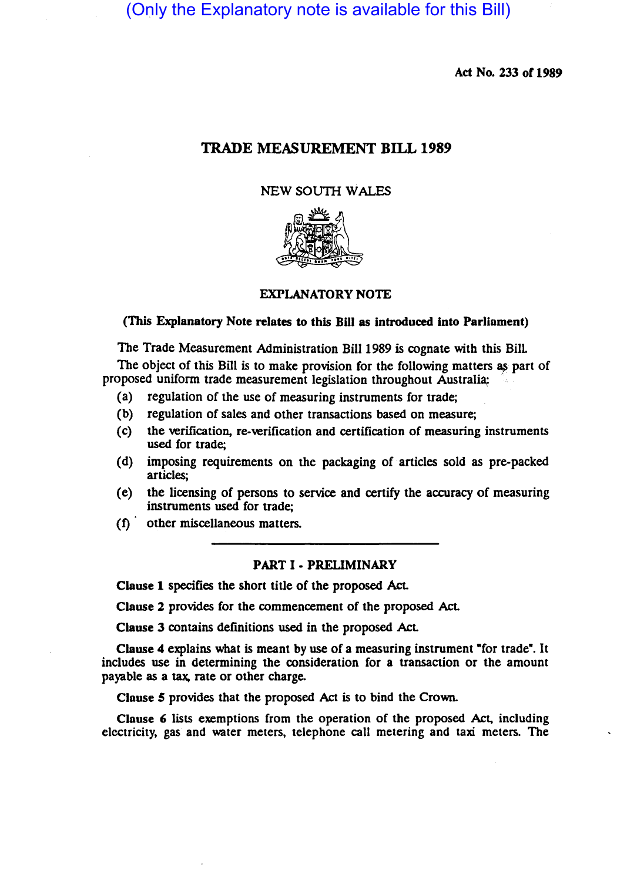(Only the Explanatory note is available for this Bill)

Act No. 233 of 1989

# TRADE MEASUREMENT BILL 1989

NEW SOUTH WALES

## EXPLANATORY NOTE

**(This Explanatory Note relates to this Bill as introduced into Parliament)**

The Trade Measurement Administration Bill 1989 is cognate with this Bill.

The object of this Bill is to make provision for the following matters as part of proposed uniform trade measurement legislation throughout Australia:

(a) regulation of the use of measuring instruments for trade;

(b) regulation of sales and other transactions based on measure;

(c) the verification, re-verification and certification of measuring instruments used for trade;

(d) imposing requirements on the packaging of articles sold as pre-packed articles;

(e) the licensing of persons to service and certify the accuracy of measuring instruments used for trade;

(f) other miscellaneous matters.

## PART I - PRELIMINARY

**Clause 1** specifies the short title of the proposed Act.

**Clause 2** provides for the commencement of the proposed Act.

**Clause 3** contains definitions used in the proposed Act.

**Clause 4** explains what is meant by use of a measuring instrument "for trade". It includes use in determining the consideration for a transaction or the amount payable as a tax, rate or other charge.

**Clause 5** provides that the proposed Act is to bind the Crown.

**Clause 6** lists exemptions from the operation of the proposed Act, including electricity, gas and water meters, telephone call metering and taxi meters. The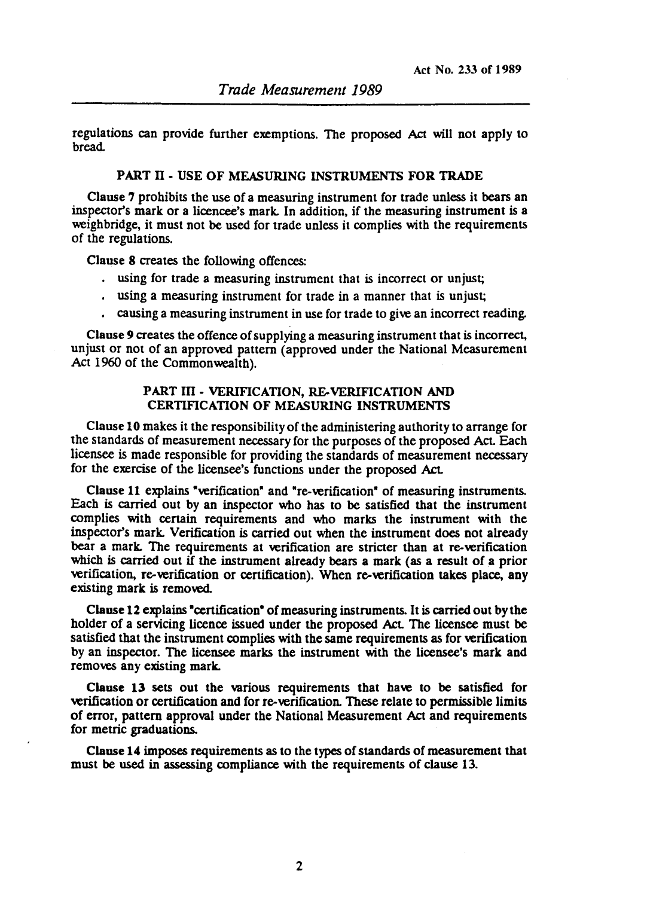regulations can provide further exemptions. The proposed Act will not apply to bread.

## PART II - USE OF MEASURING INSTRUMENTS FOR TRADE

**Clause 7** prohibits the use of a measuring instrument for trade unless it bears an inspector's mark or a licencee's mark. In addition, if the measuring instrument is a weighbridge, it must not be used for trade unless it complies with the requirements of the regulations.

**Clause 8** creates the following offences:

- using for trade a measuring instrument that is incorrect or unjust;
- using a measuring instrument for trade in a manner that is unjust;
- causing a measuring instrument in use for trade to give an incorrect reading.

**Clause 9** creates the offence of supplying a measuring instrument that is incorrect, unjust or not of an approved pattern (approved under the National Measurement Act 1960 of the Commonwealth).

## PART III - VERIFICATION, RE-VERIFICATION AND CERTIFICATION OF MEASURING INSTRUMENTS

**Clause 10** makes it the responsibility of the administering authority to arrange for the standards of measurement necessary for the purposes of the proposed Act. Each licensee is made responsible for providing the standards of measurement necessary for the exercise of the licensee's functions under the proposed Act.

**Clause 11** explains "verification" and "re-verification" of measuring instruments. Each is carried out by an inspector who has to be satisfied that the instrument complies with certain requirements and who marks the instrument with the inspector's mark. Verification is carried out when the instrument does not already bear a mark. The requirements at verification are stricter than at re-verification which is carried out if the instrument already bears a mark (as a result of a prior verification, re-verification or certification). When re-verification takes place, any existing mark is removed.

**Clause 12** explains "certification" of measuring instruments. It is carried out by the holder of a servicing licence issued under the proposed Act. The licensee must be satisfied that the instrument complies with the same requirements as for verification by an inspector. The licensee marks the instrument with the licensee's mark and removes any existing mark.

**Clause 13** sets out the various requirements that have to be satisfied for verification or certification and for re-verification. These relate to permissible limits of error, pattern approval under the National Measurement Act and requirements for metric graduations.

**Clause 14** imposes requirements as to the types of standards of measurement that must be used in assessing compliance with the requirements of clause 13.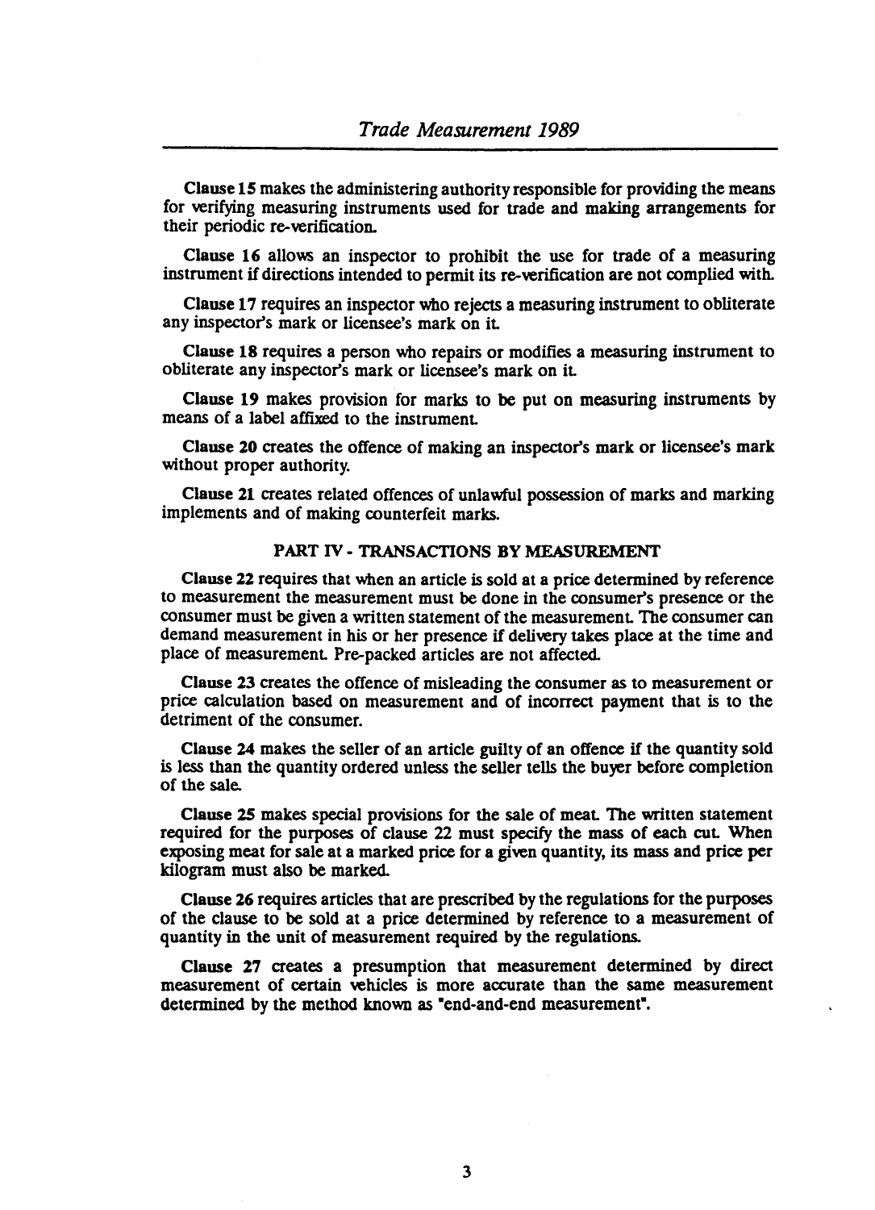**Clause 15** makes the administering authority responsible for providing the means for verifying measuring instruments used for trade and making arrangements for their periodic re-verification.

**Clause 16** allows an inspector to prohibit the use for trade of a measuring instrument if directions intended to permit its re-verification are not complied with.

**Clause 17** requires an inspector who rejects a measuring instrument to obliterate any inspector's mark or licensee's mark on it.

**Clause 18** requires a person who repairs or modifies a measuring instrument to obliterate any inspector's mark or licensee's mark on it.

**Clause 19** makes provision for marks to be put on measuring instruments by means of a label affixed to the instrument.

**Clause 20** creates the offence of making an inspector's mark or licensee's mark without proper authority.

**Clause 21** creates related offences of unlawful possession of marks and marking implements and of making counterfeit marks.

## PART IV - TRANSACTIONS BY MEASUREMENT

**Clause 22** requires that when an article is sold at a price determined by reference to measurement the measurement must be done in the consumer's presence or the consumer must be given a written statement of the measurement. The consumer can demand measurement in his or her presence if delivery takes place at the time and place of measurement. Pre-packed articles are not affected.

**Clause 23** creates the offence of misleading the consumer as to measurement or price calculation based on measurement and of incorrect payment that is to the detriment of the consumer.

**Clause 24** makes the seller of an article guilty of an offence if the quantity sold is less than the quantity ordered unless the seller tells the buyer before completion of the sale.

**Clause 25** makes special provisions for the sale of meat. The written statement required for the purposes of clause 22 must specify the mass of each cut. When exposing meat for sale at a marked price for a given quantity, its mass and price per kilogram must also be marked.

**Clause 26** requires articles that are prescribed by the regulations for the purposes of the clause to be sold at a price determined by reference to a measurement of quantity in the unit of measurement required by the regulations.

**Clause 27** creates a presumption that measurement determined by direct measurement of certain vehicles is more accurate than the same measurement determined by the method known as "end-and-end measurement".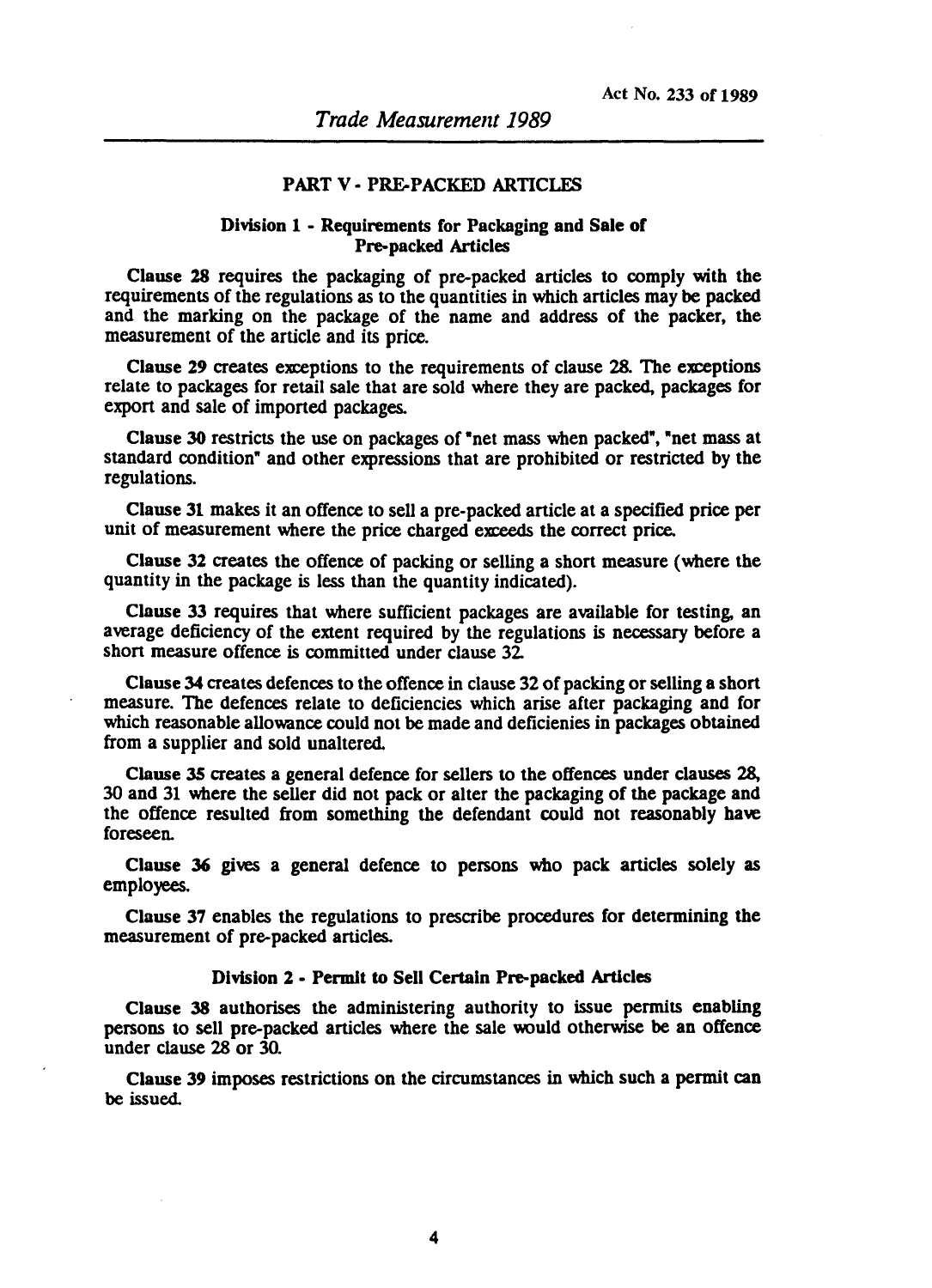## PART V - PRE-PACKED ARTICLES

### Division 1 - Requirements for Packaging and Sale of Pre-packed Articles

**Clause 28** requires the packaging of pre-packed articles to comply with the requirements of the regulations as to the quantities in which articles may be packed and the marking on the package of the name and address of the packer, the measurement of the article and its price.

**Clause 29** creates exceptions to the requirements of clause 28. The exceptions relate to packages for retail sale that are sold where they are packed, packages for export and sale of imported packages.

**Clause 30** restricts the use on packages of "net mass when packed", "net mass at standard condition" and other expressions that are prohibited or restricted by the regulations.

**Clause 31** makes it an offence to sell a pre-packed article at a specified price per unit of measurement where the price charged exceeds the correct price.

**Clause 32** creates the offence of packing or selling a short measure (where the quantity in the package is less than the quantity indicated).

**Clause 33** requires that where sufficient packages are available for testing, an average deficiency of the extent required by the regulations is necessary before a short measure offence is committed under clause 32.

**Clause 34** creates defences to the offence in clause 32 of packing or selling a short measure. The defences relate to deficiencies which arise after packaging and for which reasonable allowance could not be made and deficienies in packages obtained from a supplier and sold unaltered.

**Clause 35** creates a general defence for sellers to the offences under clauses 28, 30 and 31 where the seller did not pack or alter the packaging of the package and the offence resulted from something the defendant could not reasonably have foreseen.

**Clause 36** gives a general defence to persons who pack articles solely as employees.

**Clause 37** enables the regulations to prescribe procedures for determining the measurement of pre-packed articles.

### Division 2 - Permit to Sell Certain Pre-packed Articles

**Clause 38** authorises the administering authority to issue permits enabling persons to sell pre-packed articles where the sale would otherwise be an offence under clause 28 or 30.

**Clause 39** imposes restrictions on the circumstances in which such a permit can be issued.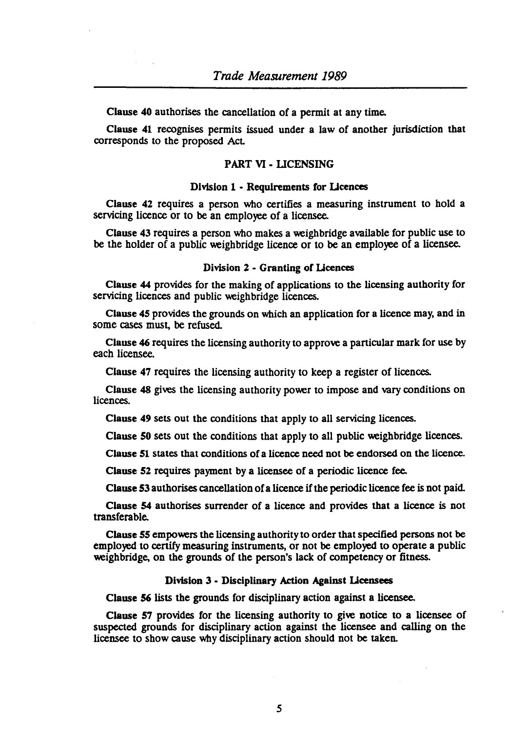**Clause 40** authorises the cancellation of a permit at any time.

**Clause 41** recognises permits issued under a law of another jurisdiction that corresponds to the proposed Act.

## PART VI - LICENSING

### Division 1 - Requirements for Licences

**Clause 42** requires a person who certifies a measuring instrument to hold a servicing licence or to be an employee of a licensee.

**Clause 43** requires a person who makes a weighbridge available for public use to be the holder of a public weighbridge licence or to be an employee of a licensee.

### Division 2 - Granting of Licences

**Clause 44** provides for the making of applications to the licensing authority for servicing licences and public weighbridge licences.

**Clause 45** provides the grounds on which an application for a licence may, and in some cases must, be refused.

**Clause 46** requires the licensing authority to approve a particular mark for use by each licensee.

**Clause 47** requires the licensing authority to keep a register of licences.

**Clause 48** gives the licensing authority power to impose and vary conditions on licences.

**Clause 49** sets out the conditions that apply to all servicing licences.

**Clause 50** sets out the conditions that apply to all public weighbridge licences.

**Clause 51** states that conditions of a licence need not be endorsed on the licence.

**Clause 52** requires payment by a licensee of a periodic licence fee.

**Clause 53** authorises cancellation of a licence if the periodic licence fee is not paid.

**Clause 54** authorises surrender of a licence and provides that a licence is not transferable.

**Clause 55** empowers the licensing authority to order that specified persons not be employed to certify measuring instruments, or not be employed to operate a public weighbridge, on the grounds of the person's lack of competency or fitness.

### Division 3 - Disciplinary Action Against Licensees

**Clause 56** lists the grounds for disciplinary action against a licensee.

**Clause 57** provides for the licensing authority to give notice to a licensee of suspected grounds for disciplinary action against the licensee and calling on the licensee to show cause why disciplinary action should not be taken.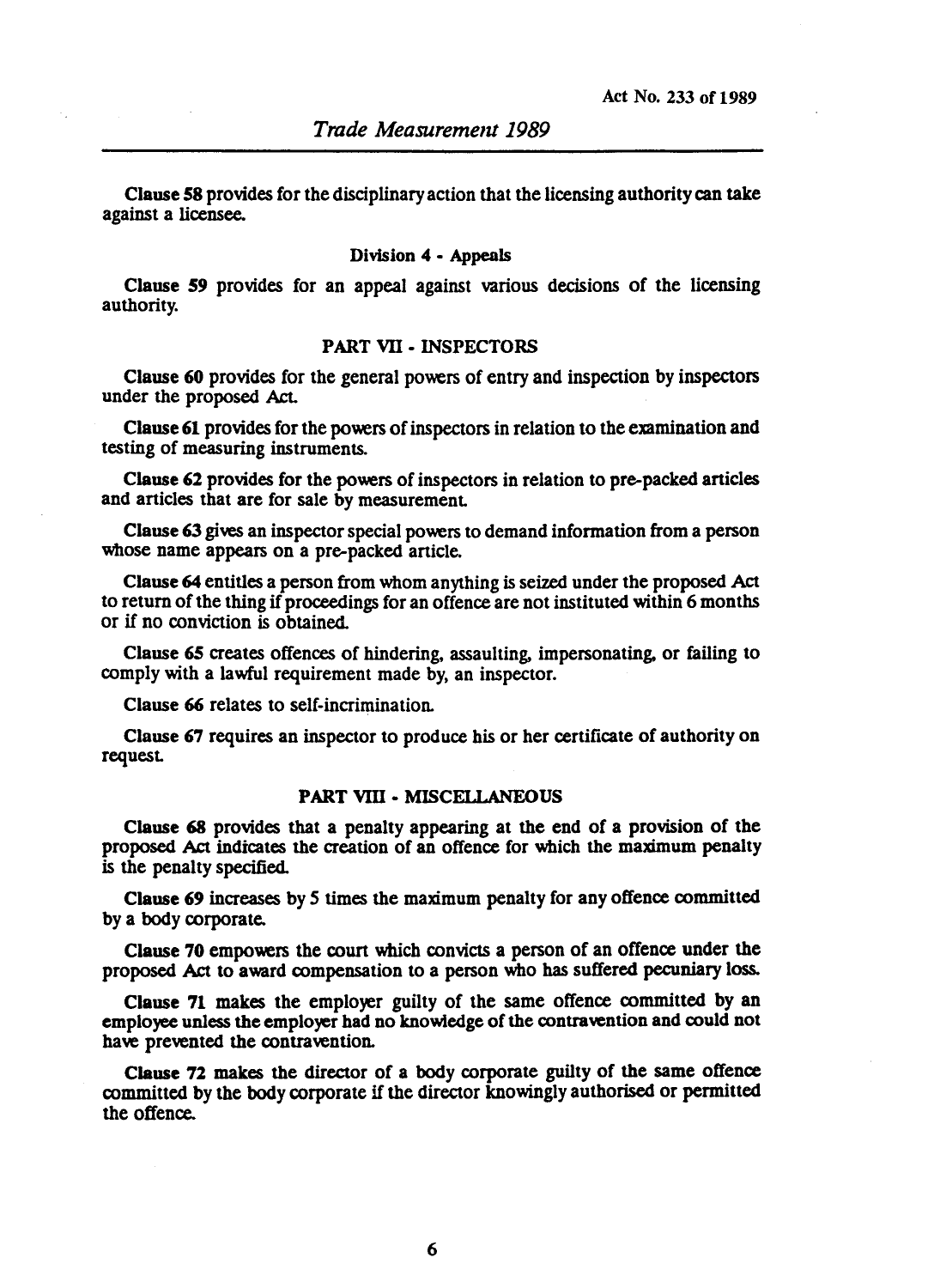**Clause 58** provides for the disciplinary action that the licensing authority can take against a licensee.

#### Division 4 - Appeals

**Clause 59** provides for an appeal against various decisions of the licensing authority.

### PART VII - INSPECTORS

**Clause 60** provides for the general powers of entry and inspection by inspectors under the proposed Act.

**Clause 61** provides for the powers of inspectors in relation to the examination and testing of measuring instruments.

**Clause 62** provides for the powers of inspectors in relation to pre-packed articles and articles that are for sale by measurement.

**Clause 63** gives an inspector special powers to demand information from a person whose name appears on a pre-packed article.

**Clause 64** entitles a person from whom anything is seized under the proposed Act to return of the thing if proceedings for an offence are not instituted within 6 months or if no conviction is obtained.

**Clause 65** creates offences of hindering, assaulting, impersonating, or failing to comply with a lawful requirement made by, an inspector.

**Clause 66** relates to self-incrimination.

**Clause 67** requires an inspector to produce his or her certificate of authority on request.

### PART VIII - MISCELLANEOUS

**Clause 68** provides that a penalty appearing at the end of a provision of the proposed Act indicates the creation of an offence for which the maximum penalty is the penalty specified.

**Clause 69** increases by 5 times the maximum penalty for any offence committed by a body corporate.

**Clause 70** empowers the court which convicts a person of an offence under the proposed Act to award compensation to a person who has suffered pecuniary loss.

**Clause 71** makes the employer guilty of the same offence committed by an employee unless the employer had no knowledge of the contravention and could not have prevented the contravention.

**Clause 72** makes the director of a body corporate guilty of the same offence committed by the body corporate if the director knowingly authorised or permitted the offence.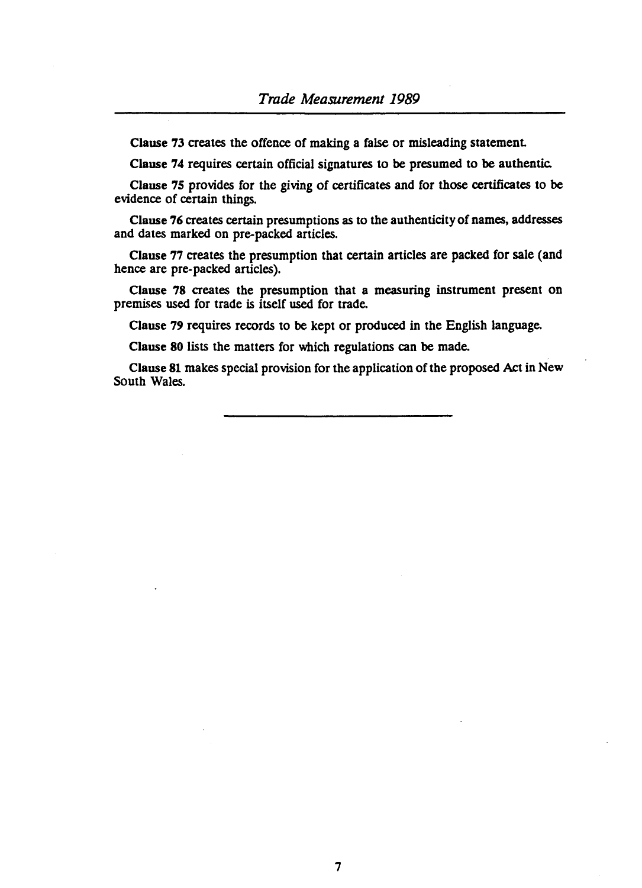**Clause 73** creates the offence of making a false or misleading statement.

**Clause 74** requires certain official signatures to be presumed to be authentic.

**Clause 75** provides for the giving of certificates and for those certificates to be evidence of certain things.

**Clause 76** creates certain presumptions as to the authenticity of names, addresses and dates marked on pre-packed articles.

**Clause 77** creates the presumption that certain articles are packed for sale (and hence are pre-packed articles).

**Clause 78** creates the presumption that a measuring instrument present on premises used for trade is itself used for trade.

**Clause 79** requires records to be kept or produced in the English language.

**Clause 80** lists the matters for which regulations can be made.

**Clause 81** makes special provision for the application of the proposed Act in New South Wales.